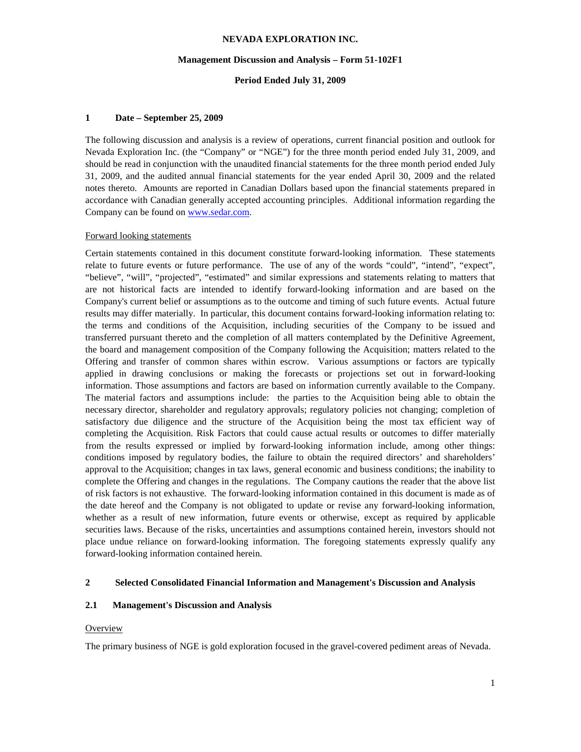# NEVADA EXPLORATION INC.

## Management Discussion and Analysis – Form 51-102F1

### Period Ended July 31, 2009

## 1 Date – September 25, 2009

The following discussion and analysis is a review of operations, current financial position and outlook for Nevada Exploration Inc. (the "Company" or "NGE") for the three month period ended July 31, 2009, and should be read in conjunction with the unaudited financial statements for the three month period ended July 31, 2009, and the audited annual financial statements for the year ended April 30, 2009 and the related notes thereto. Amounts are reported in Canadian Dollars based upon the financial statements prepared in accordance with Canadian generally accepted accounting principles. Additional information regarding the Company can be found on [www.sedar.com](www.sedar.com).

Forward looking statements

Certain statements contained in this document constitute forward-looking information. These statements relate to future events or future performance. The use of any of the words "could", "intend", "expect", "believe", "will", "projected", "estimated" and similar expressions and statements relating to matters that are not historical facts are intended to identify forward-looking information and are based on the Company's current belief or assumptions as to the outcome and timing of such future events. Actual future results may differ materially. In particular, this document contains forward-looking information relating to: the terms and conditions of the Acquisition, including securities of the Company to be issued and transferred pursuant thereto and the completion of all matters contemplated by the Definitive Agreement, the board and management composition of the Company following the Acquisition; matters related to the Offering and transfer of common shares within escrow. Various assumptions or factors are typically applied in drawing conclusions or making the forecasts or projections set out in forward-looking information. Those assumptions and factors are based on information currently available to the Company. The material factors and assumptions include: the parties to the Acquisition being able to obtain the necessary director, shareholder and regulatory approvals; regulatory policies not changing; completion of satisfactory due diligence and the structure of the Acquisition being the most tax efficient way of completing the Acquisition. Risk Factors that could cause actual results or outcomes to differ materially from the results expressed or implied by forward-looking information include, among other things: conditions imposed by regulatory bodies, the failure to obtain the required directors' and shareholders' approval to the Acquisition; changes in tax laws, general economic and business conditions; the inability to complete the Offering and changes in the regulations. The Company cautions the reader that the above list of risk factors is not exhaustive. The forward-looking information contained in this document is made as of the date hereof and the Company is not obligated to update or revise any forward-looking information, whether as a result of new information, future events or otherwise, except as required by applicable securities laws. Because of the risks, uncertainties and assumptions contained herein, investors should not place undue reliance on forward-looking information. The foregoing statements expressly qualify any forward-looking information contained herein.

## 2 Selected Consolidated Financial Information and Management's Discussion and Analysis

### 2.1 Management's Discussion and Analysis

Overview

The primary business of NGE is gold exploration focused in the gravel-covered pediment areas of Nevada.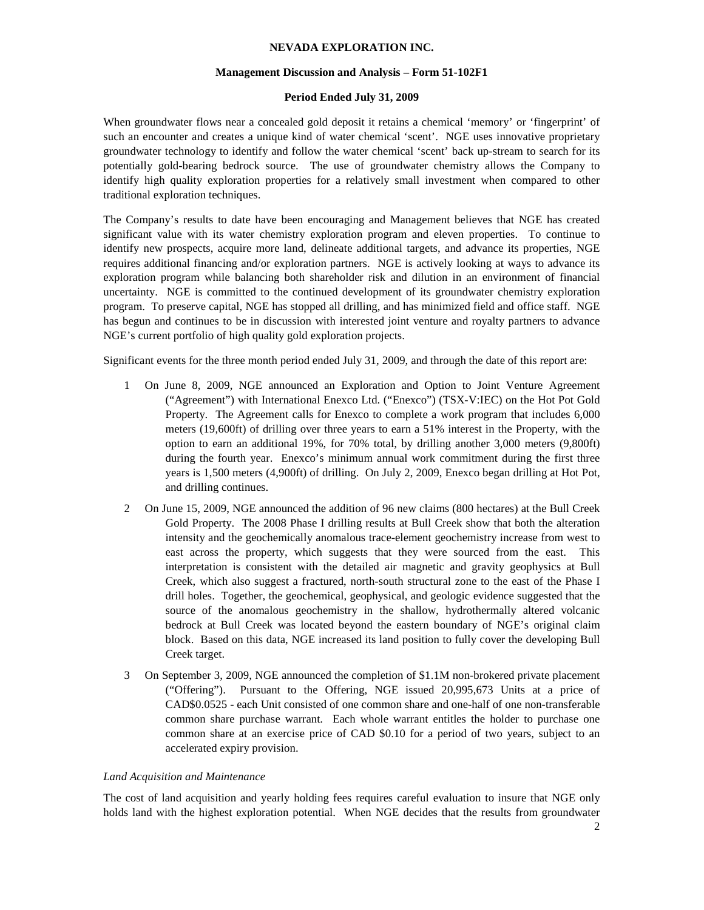When groundwater flows near a concealed gold deposit it retains a chemical 'memory' or 'fingerprint' of such an encounter and creates a unique kind of water chemical 'scent'. NGE uses innovative proprietary groundwater technology to identify and follow the water chemical 'scent' back up-stream to search for its potentially gold-bearing bedrock source. The use of groundwater chemistry allows the Company to identify high quality exploration properties for a relatively small investment when compared to other traditional exploration techniques.

The Company's results to date have been encouraging and Management believes that NGE has created significant value with its water chemistry exploration program and eleven properties. To continue to identify new prospects, acquire more land, delineate additional targets, and advance its properties, NGE requires additional financing and/or exploration partners. NGE is actively looking at ways to advance its exploration program while balancing both shareholder risk and dilution in an environment of financial uncertainty. NGE is committed to the continued development of its groundwater chemistry exploration program. To preserve capital, NGE has stopped all drilling, and has minimized field and office staff. NGE has begun and continues to be in discussion with interested joint venture and royalty partners to advance NGE's current portfolio of high quality gold exploration projects.

Significant events for the three month period ended July 31, 2009, and through the date of this report are:

1. On June 8, 2009, NGE announced an Exploration and Option to Joint Venture Agreement ("Agreement") with International Enexco Ltd. ("Enexco") (TSX-V:IEC) on the Hot Pot Gold Property. The Agreement calls for Enexco to complete a work program that includes 6,000 meters (19,600ft) of drilling over three years to earn a 51% interest in the Property, with the option to earn an additional 19%, for 70% total, by drilling another 3,000 meters (9,800ft) during the fourth year. Enexco's minimum annual work commitment during the first three years is 1,500 meters (4,900ft) of drilling. On July 2, 2009, Enexco began drilling at Hot Pot, and drilling continues.
2. On June 15, 2009, NGE announced the addition of 96 new claims (800 hectares) at the Bull Creek Gold Property. The 2008 Phase I drilling results at Bull Creek show that both the alteration intensity and the geochemically anomalous trace-element geochemistry increase from west to east across the property, which suggests that they were sourced from the east. This interpretation is consistent with the detailed air magnetic and gravity geophysics at Bull Creek, which also suggest a fractured, north-south structural zone to the east of the Phase I drill holes. Together, the geochemical, geophysical, and geologic evidence suggested that the source of the anomalous geochemistry in the shallow, hydrothermally altered volcanic bedrock at Bull Creek was located beyond the eastern boundary of NGE's original claim block. Based on this data, NGE increased its land position to fully cover the developing Bull Creek target.
3. On September 3, 2009, NGE announced the completion of $1.1M non-brokered private placement ("Offering"). Pursuant to the Offering, NGE issued 20,995,673 Units at a price of CAD$0.0525 - each Unit consisted of one common share and one-half of one non-transferable common share purchase warrant. Each whole warrant entitles the holder to purchase one common share at an exercise price of CAD $0.10 for a period of two years, subject to an accelerated expiry provision.

*Land Acquisition and Maintenance*

The cost of land acquisition and yearly holding fees requires careful evaluation to insure that NGE only holds land with the highest exploration potential. When NGE decides that the results from groundwater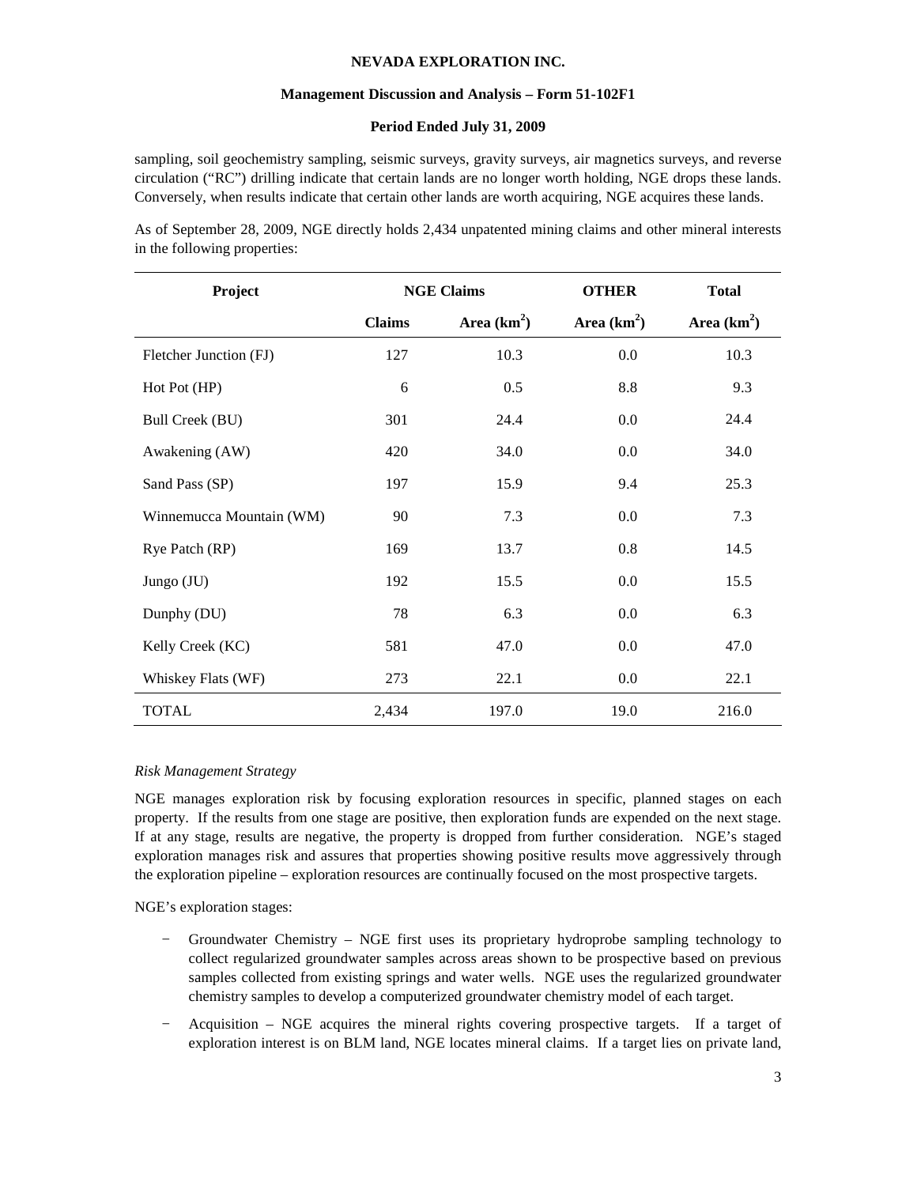sampling, soil geochemistry sampling, seismic surveys, gravity surveys, air magnetics surveys, and reverse circulation ("RC") drilling indicate that certain lands are no longer worth holding, NGE drops these lands. Conversely, when results indicate that certain other lands are worth acquiring, NGE acquires these lands.

As of September 28, 2009, NGE directly holds 2,434 unpatented mining claims and other mineral interests in the following properties:

| Project | NGE Claims | | OTHER | Total |
|---|---|---|---|---|
| | Claims | Area ($km^2$) | Area ($km^2$) | Area ($km^2$) |
| Fletcher Junction (FJ) | 127 | 10.3 | 0.0 | 10.3 |
| Hot Pot (HP) | 6 | 0.5 | 8.8 | 9.3 |
| Bull Creek (BU) | 301 | 24.4 | 0.0 | 24.4 |
| Awakening (AW) | 420 | 34.0 | 0.0 | 34.0 |
| Sand Pass (SP) | 197 | 15.9 | 9.4 | 25.3 |
| Winnemucca Mountain (WM) | 90 | 7.3 | 0.0 | 7.3 |
| Rye Patch (RP) | 169 | 13.7 | 0.8 | 14.5 |
| Jungo (JU) | 192 | 15.5 | 0.0 | 15.5 |
| Dunphy (DU) | 78 | 6.3 | 0.0 | 6.3 |
| Kelly Creek (KC) | 581 | 47.0 | 0.0 | 47.0 |
| Whiskey Flats (WF) | 273 | 22.1 | 0.0 | 22.1 |
| TOTAL | 2,434 | 197.0 | 19.0 | 216.0 |

*Risk Management Strategy*

NGE manages exploration risk by focusing exploration resources in specific, planned stages on each property. If the results from one stage are positive, then exploration funds are expended on the next stage. If at any stage, results are negative, the property is dropped from further consideration. NGE's staged exploration manages risk and assures that properties showing positive results move aggressively through the exploration pipeline – exploration resources are continually focused on the most prospective targets.

NGE's exploration stages:

- Groundwater Chemistry – NGE first uses its proprietary hydroprobe sampling technology to collect regularized groundwater samples across areas shown to be prospective based on previous samples collected from existing springs and water wells. NGE uses the regularized groundwater chemistry samples to develop a computerized groundwater chemistry model of each target.
- Acquisition – NGE acquires the mineral rights covering prospective targets. If a target of exploration interest is on BLM land, NGE locates mineral claims. If a target lies on private land,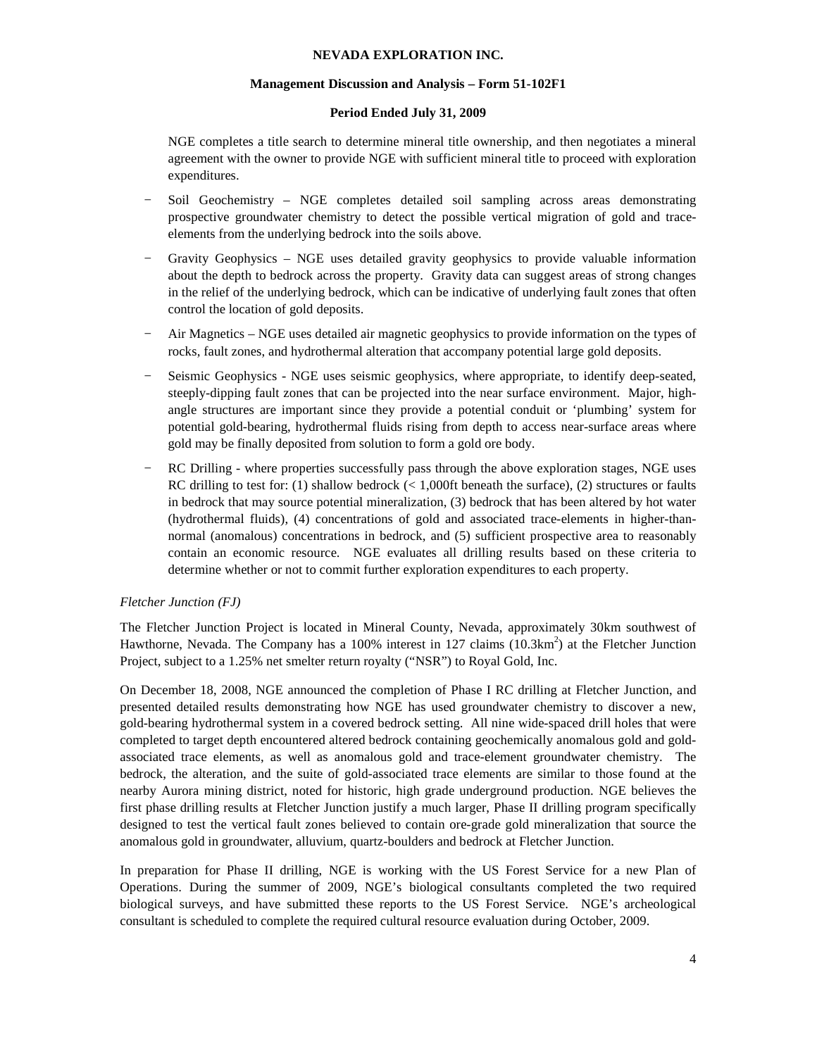NGE completes a title search to determine mineral title ownership, and then negotiates a mineral agreement with the owner to provide NGE with sufficient mineral title to proceed with exploration expenditures.

- Soil Geochemistry – NGE completes detailed soil sampling across areas demonstrating prospective groundwater chemistry to detect the possible vertical migration of gold and trace-elements from the underlying bedrock into the soils above.
- Gravity Geophysics – NGE uses detailed gravity geophysics to provide valuable information about the depth to bedrock across the property. Gravity data can suggest areas of strong changes in the relief of the underlying bedrock, which can be indicative of underlying fault zones that often control the location of gold deposits.
- Air Magnetics – NGE uses detailed air magnetic geophysics to provide information on the types of rocks, fault zones, and hydrothermal alteration that accompany potential large gold deposits.
- Seismic Geophysics - NGE uses seismic geophysics, where appropriate, to identify deep-seated, steeply-dipping fault zones that can be projected into the near surface environment. Major, high-angle structures are important since they provide a potential conduit or 'plumbing' system for potential gold-bearing, hydrothermal fluids rising from depth to access near-surface areas where gold may be finally deposited from solution to form a gold ore body.
- RC Drilling - where properties successfully pass through the above exploration stages, NGE uses RC drilling to test for: (1) shallow bedrock (< 1,000ft beneath the surface), (2) structures or faults in bedrock that may source potential mineralization, (3) bedrock that has been altered by hot water (hydrothermal fluids), (4) concentrations of gold and associated trace-elements in higher-than-normal (anomalous) concentrations in bedrock, and (5) sufficient prospective area to reasonably contain an economic resource. NGE evaluates all drilling results based on these criteria to determine whether or not to commit further exploration expenditures to each property.

*Fletcher Junction (FJ)*

The Fletcher Junction Project is located in Mineral County, Nevada, approximately 30km southwest of Hawthorne, Nevada. The Company has a 100% interest in 127 claims ($10.3km^2$) at the Fletcher Junction Project, subject to a 1.25% net smelter return royalty ("NSR") to Royal Gold, Inc.

On December 18, 2008, NGE announced the completion of Phase I RC drilling at Fletcher Junction, and presented detailed results demonstrating how NGE has used groundwater chemistry to discover a new, gold-bearing hydrothermal system in a covered bedrock setting. All nine wide-spaced drill holes that were completed to target depth encountered altered bedrock containing geochemically anomalous gold and gold-associated trace elements, as well as anomalous gold and trace-element groundwater chemistry. The bedrock, the alteration, and the suite of gold-associated trace elements are similar to those found at the nearby Aurora mining district, noted for historic, high grade underground production. NGE believes the first phase drilling results at Fletcher Junction justify a much larger, Phase II drilling program specifically designed to test the vertical fault zones believed to contain ore-grade gold mineralization that source the anomalous gold in groundwater, alluvium, quartz-boulders and bedrock at Fletcher Junction.

In preparation for Phase II drilling, NGE is working with the US Forest Service for a new Plan of Operations. During the summer of 2009, NGE's biological consultants completed the two required biological surveys, and have submitted these reports to the US Forest Service. NGE's archeological consultant is scheduled to complete the required cultural resource evaluation during October, 2009.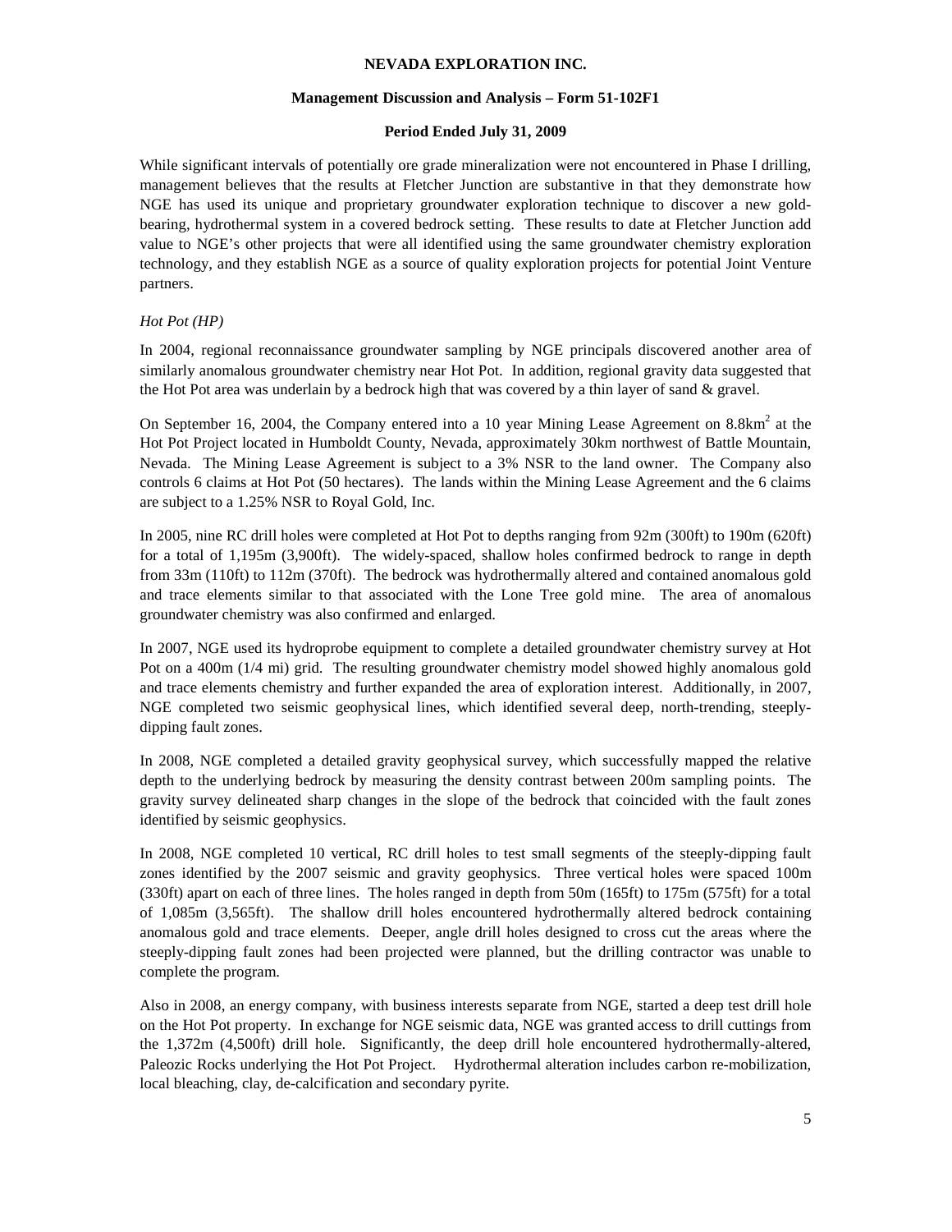While significant intervals of potentially ore grade mineralization were not encountered in Phase I drilling, management believes that the results at Fletcher Junction are substantive in that they demonstrate how NGE has used its unique and proprietary groundwater exploration technique to discover a new gold-bearing, hydrothermal system in a covered bedrock setting. These results to date at Fletcher Junction add value to NGE's other projects that were all identified using the same groundwater chemistry exploration technology, and they establish NGE as a source of quality exploration projects for potential Joint Venture partners.

*Hot Pot (HP)*

In 2004, regional reconnaissance groundwater sampling by NGE principals discovered another area of similarly anomalous groundwater chemistry near Hot Pot. In addition, regional gravity data suggested that the Hot Pot area was underlain by a bedrock high that was covered by a thin layer of sand & gravel.

On September 16, 2004, the Company entered into a 10 year Mining Lease Agreement on 8.8km$^2$ at the Hot Pot Project located in Humboldt County, Nevada, approximately 30km northwest of Battle Mountain, Nevada. The Mining Lease Agreement is subject to a 3% NSR to the land owner. The Company also controls 6 claims at Hot Pot (50 hectares). The lands within the Mining Lease Agreement and the 6 claims are subject to a 1.25% NSR to Royal Gold, Inc.

In 2005, nine RC drill holes were completed at Hot Pot to depths ranging from 92m (300ft) to 190m (620ft) for a total of 1,195m (3,900ft). The widely-spaced, shallow holes confirmed bedrock to range in depth from 33m (110ft) to 112m (370ft). The bedrock was hydrothermally altered and contained anomalous gold and trace elements similar to that associated with the Lone Tree gold mine. The area of anomalous groundwater chemistry was also confirmed and enlarged.

In 2007, NGE used its hydroprobe equipment to complete a detailed groundwater chemistry survey at Hot Pot on a 400m (1/4 mi) grid. The resulting groundwater chemistry model showed highly anomalous gold and trace elements chemistry and further expanded the area of exploration interest. Additionally, in 2007, NGE completed two seismic geophysical lines, which identified several deep, north-trending, steeply-dipping fault zones.

In 2008, NGE completed a detailed gravity geophysical survey, which successfully mapped the relative depth to the underlying bedrock by measuring the density contrast between 200m sampling points. The gravity survey delineated sharp changes in the slope of the bedrock that coincided with the fault zones identified by seismic geophysics.

In 2008, NGE completed 10 vertical, RC drill holes to test small segments of the steeply-dipping fault zones identified by the 2007 seismic and gravity geophysics. Three vertical holes were spaced 100m (330ft) apart on each of three lines. The holes ranged in depth from 50m (165ft) to 175m (575ft) for a total of 1,085m (3,565ft). The shallow drill holes encountered hydrothermally altered bedrock containing anomalous gold and trace elements. Deeper, angle drill holes designed to cross cut the areas where the steeply-dipping fault zones had been projected were planned, but the drilling contractor was unable to complete the program.

Also in 2008, an energy company, with business interests separate from NGE, started a deep test drill hole on the Hot Pot property. In exchange for NGE seismic data, NGE was granted access to drill cuttings from the 1,372m (4,500ft) drill hole. Significantly, the deep drill hole encountered hydrothermally-altered, Paleozic Rocks underlying the Hot Pot Project. Hydrothermal alteration includes carbon re-mobilization, local bleaching, clay, de-calcification and secondary pyrite.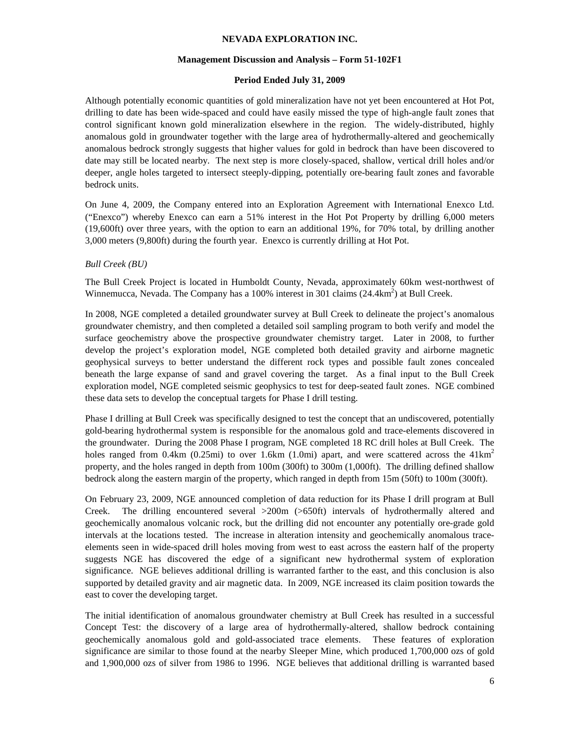Although potentially economic quantities of gold mineralization have not yet been encountered at Hot Pot, drilling to date has been wide-spaced and could have easily missed the type of high-angle fault zones that control significant known gold mineralization elsewhere in the region. The widely-distributed, highly anomalous gold in groundwater together with the large area of hydrothermally-altered and geochemically anomalous bedrock strongly suggests that higher values for gold in bedrock than have been discovered to date may still be located nearby. The next step is more closely-spaced, shallow, vertical drill holes and/or deeper, angle holes targeted to intersect steeply-dipping, potentially ore-bearing fault zones and favorable bedrock units.

On June 4, 2009, the Company entered into an Exploration Agreement with International Enexco Ltd. ("Enexco") whereby Enexco can earn a 51% interest in the Hot Pot Property by drilling 6,000 meters (19,600ft) over three years, with the option to earn an additional 19%, for 70% total, by drilling another 3,000 meters (9,800ft) during the fourth year. Enexco is currently drilling at Hot Pot.

*Bull Creek (BU)*

The Bull Creek Project is located in Humboldt County, Nevada, approximately 60km west-northwest of Winnemucca, Nevada. The Company has a 100% interest in 301 claims (24.4km$^2$) at Bull Creek.

In 2008, NGE completed a detailed groundwater survey at Bull Creek to delineate the project's anomalous groundwater chemistry, and then completed a detailed soil sampling program to both verify and model the surface geochemistry above the prospective groundwater chemistry target. Later in 2008, to further develop the project's exploration model, NGE completed both detailed gravity and airborne magnetic geophysical surveys to better understand the different rock types and possible fault zones concealed beneath the large expanse of sand and gravel covering the target. As a final input to the Bull Creek exploration model, NGE completed seismic geophysics to test for deep-seated fault zones. NGE combined these data sets to develop the conceptual targets for Phase I drill testing.

Phase I drilling at Bull Creek was specifically designed to test the concept that an undiscovered, potentially gold-bearing hydrothermal system is responsible for the anomalous gold and trace-elements discovered in the groundwater. During the 2008 Phase I program, NGE completed 18 RC drill holes at Bull Creek. The holes ranged from 0.4km (0.25mi) to over 1.6km (1.0mi) apart, and were scattered across the 41km$^2$ property, and the holes ranged in depth from 100m (300ft) to 300m (1,000ft). The drilling defined shallow bedrock along the eastern margin of the property, which ranged in depth from 15m (50ft) to 100m (300ft).

On February 23, 2009, NGE announced completion of data reduction for its Phase I drill program at Bull Creek. The drilling encountered several >200m (>650ft) intervals of hydrothermally altered and geochemically anomalous volcanic rock, but the drilling did not encounter any potentially ore-grade gold intervals at the locations tested. The increase in alteration intensity and geochemically anomalous trace-elements seen in wide-spaced drill holes moving from west to east across the eastern half of the property suggests NGE has discovered the edge of a significant new hydrothermal system of exploration significance. NGE believes additional drilling is warranted farther to the east, and this conclusion is also supported by detailed gravity and air magnetic data. In 2009, NGE increased its claim position towards the east to cover the developing target.

The initial identification of anomalous groundwater chemistry at Bull Creek has resulted in a successful Concept Test: the discovery of a large area of hydrothermally-altered, shallow bedrock containing geochemically anomalous gold and gold-associated trace elements. These features of exploration significance are similar to those found at the nearby Sleeper Mine, which produced 1,700,000 ozs of gold and 1,900,000 ozs of silver from 1986 to 1996. NGE believes that additional drilling is warranted based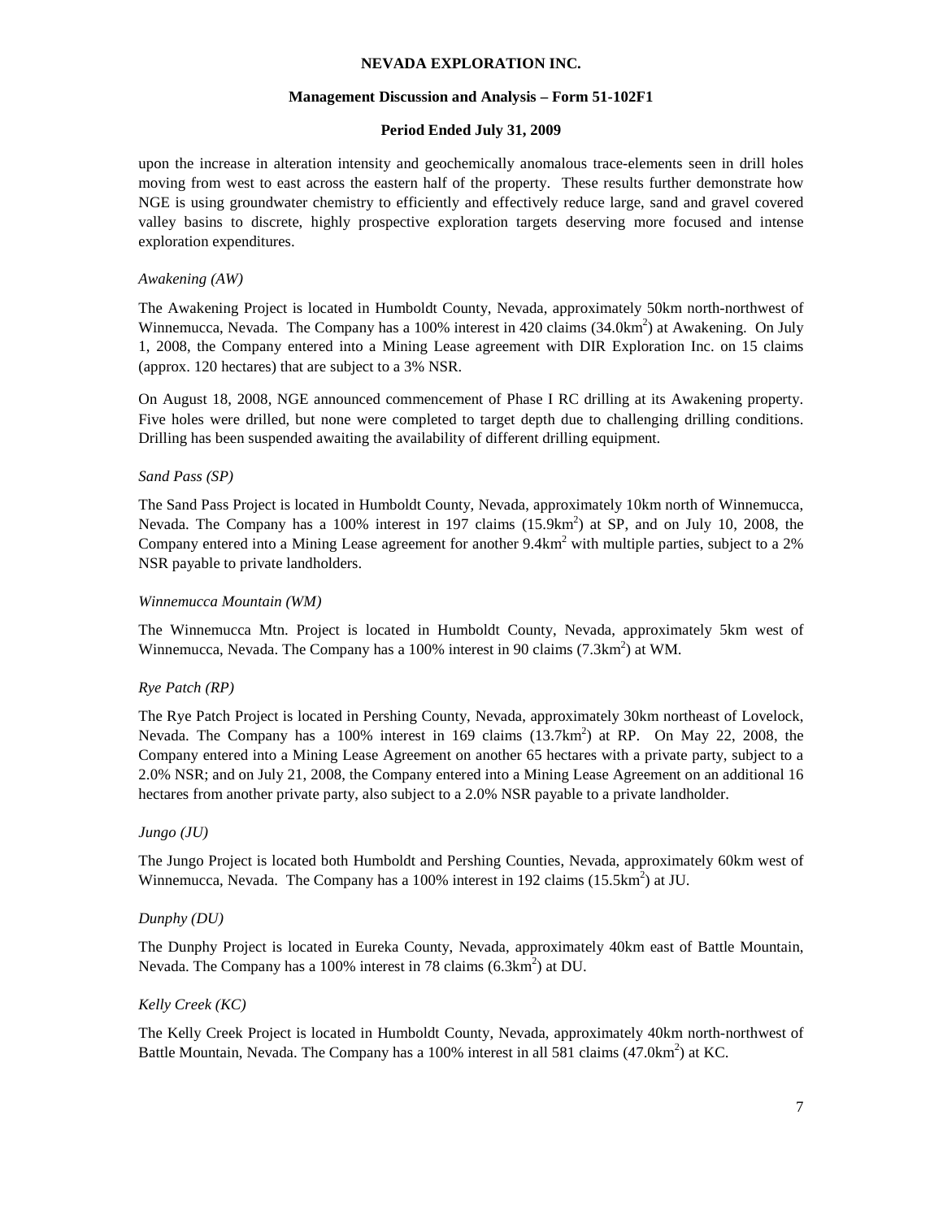upon the increase in alteration intensity and geochemically anomalous trace-elements seen in drill holes moving from west to east across the eastern half of the property. These results further demonstrate how NGE is using groundwater chemistry to efficiently and effectively reduce large, sand and gravel covered valley basins to discrete, highly prospective exploration targets deserving more focused and intense exploration expenditures.

*Awakening (AW)*

The Awakening Project is located in Humboldt County, Nevada, approximately 50km north-northwest of Winnemucca, Nevada. The Company has a 100% interest in 420 claims ($34.0km^2$) at Awakening. On July 1, 2008, the Company entered into a Mining Lease agreement with DIR Exploration Inc. on 15 claims (approx. 120 hectares) that are subject to a 3% NSR.

On August 18, 2008, NGE announced commencement of Phase I RC drilling at its Awakening property. Five holes were drilled, but none were completed to target depth due to challenging drilling conditions. Drilling has been suspended awaiting the availability of different drilling equipment.

*Sand Pass (SP)*

The Sand Pass Project is located in Humboldt County, Nevada, approximately 10km north of Winnemucca, Nevada. The Company has a 100% interest in 197 claims ($15.9km^2$) at SP, and on July 10, 2008, the Company entered into a Mining Lease agreement for another $9.4km^2$ with multiple parties, subject to a 2% NSR payable to private landholders.

*Winnemucca Mountain (WM)*

The Winnemucca Mtn. Project is located in Humboldt County, Nevada, approximately 5km west of Winnemucca, Nevada. The Company has a 100% interest in 90 claims ($7.3km^2$) at WM.

*Rye Patch (RP)*

The Rye Patch Project is located in Pershing County, Nevada, approximately 30km northeast of Lovelock, Nevada. The Company has a 100% interest in 169 claims ($13.7km^2$) at RP. On May 22, 2008, the Company entered into a Mining Lease Agreement on another 65 hectares with a private party, subject to a 2.0% NSR; and on July 21, 2008, the Company entered into a Mining Lease Agreement on an additional 16 hectares from another private party, also subject to a 2.0% NSR payable to a private landholder.

*Jungo (JU)*

The Jungo Project is located both Humboldt and Pershing Counties, Nevada, approximately 60km west of Winnemucca, Nevada. The Company has a 100% interest in 192 claims ($15.5km^2$) at JU.

*Dunphy (DU)*

The Dunphy Project is located in Eureka County, Nevada, approximately 40km east of Battle Mountain, Nevada. The Company has a 100% interest in 78 claims ($6.3km^2$) at DU.

*Kelly Creek (KC)*

The Kelly Creek Project is located in Humboldt County, Nevada, approximately 40km north-northwest of Battle Mountain, Nevada. The Company has a 100% interest in all 581 claims ($47.0km^2$) at KC.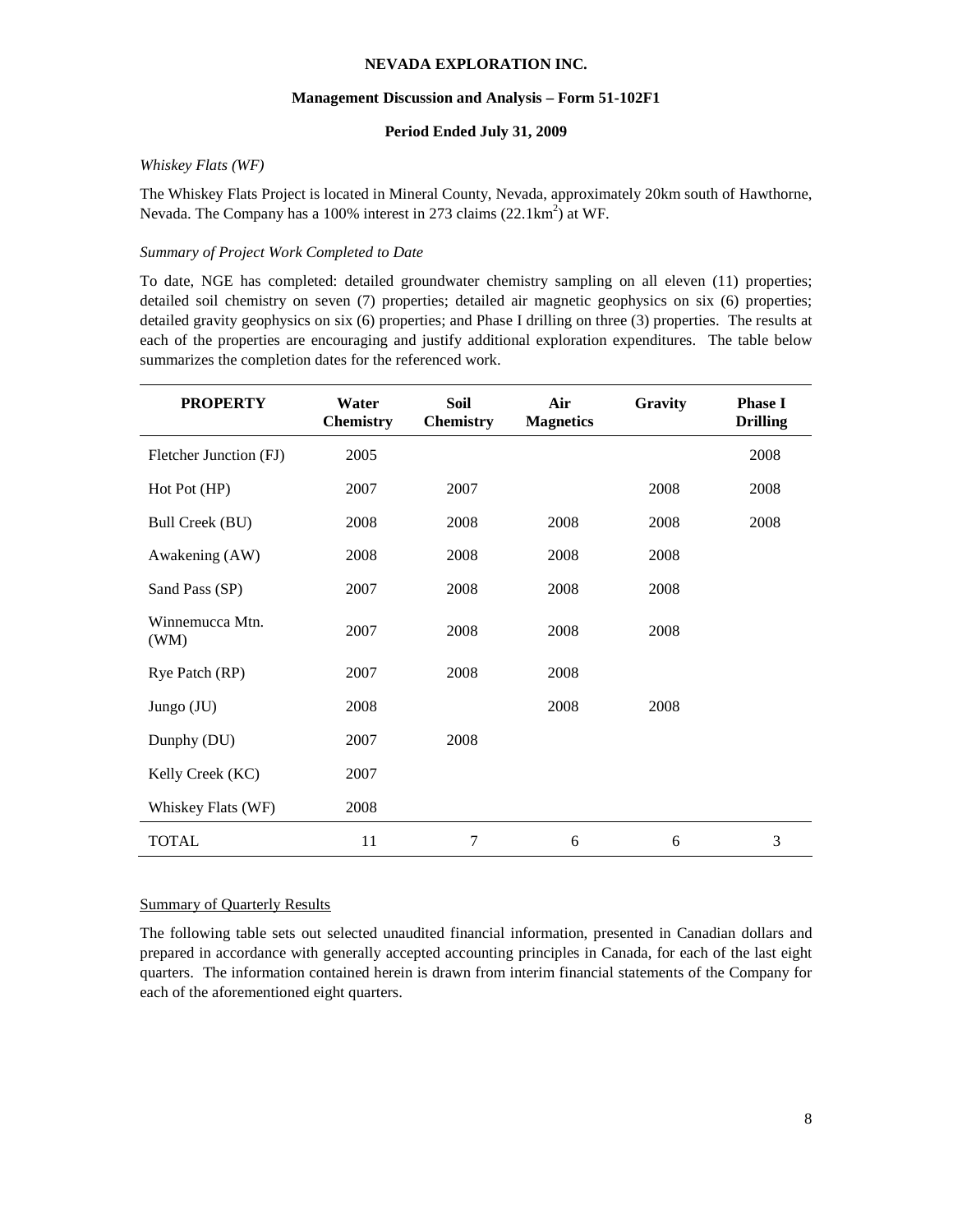*Whiskey Flats (WF)*

The Whiskey Flats Project is located in Mineral County, Nevada, approximately 20km south of Hawthorne, Nevada. The Company has a 100% interest in 273 claims ($22.1km^2$) at WF.

*Summary of Project Work Completed to Date*

To date, NGE has completed: detailed groundwater chemistry sampling on all eleven (11) properties; detailed soil chemistry on seven (7) properties; detailed air magnetic geophysics on six (6) properties; detailed gravity geophysics on six (6) properties; and Phase I drilling on three (3) properties. The results at each of the properties are encouraging and justify additional exploration expenditures. The table below summarizes the completion dates for the referenced work.

| PROPERTY | Water Chemistry | Soil Chemistry | Air Magnetics | Gravity | Phase I Drilling |
|---|---|---|---|---|---|
| Fletcher Junction (FJ) | 2005 | | | | 2008 |
| Hot Pot (HP) | 2007 | 2007 | | 2008 | 2008 |
| Bull Creek (BU) | 2008 | 2008 | 2008 | 2008 | 2008 |
| Awakening (AW) | 2008 | 2008 | 2008 | 2008 | |
| Sand Pass (SP) | 2007 | 2008 | 2008 | 2008 | |
| Winnemucca Mtn. (WM) | 2007 | 2008 | 2008 | 2008 | |
| Rye Patch (RP) | 2007 | 2008 | 2008 | | |
| Jungo (JU) | 2008 | | 2008 | 2008 | |
| Dunphy (DU) | 2007 | 2008 | | | |
| Kelly Creek (KC) | 2007 | | | | |
| Whiskey Flats (WF) | 2008 | | | | |
| TOTAL | 11 | 7 | 6 | 6 | 3 |

Summary of Quarterly Results

The following table sets out selected unaudited financial information, presented in Canadian dollars and prepared in accordance with generally accepted accounting principles in Canada, for each of the last eight quarters. The information contained herein is drawn from interim financial statements of the Company for each of the aforementioned eight quarters.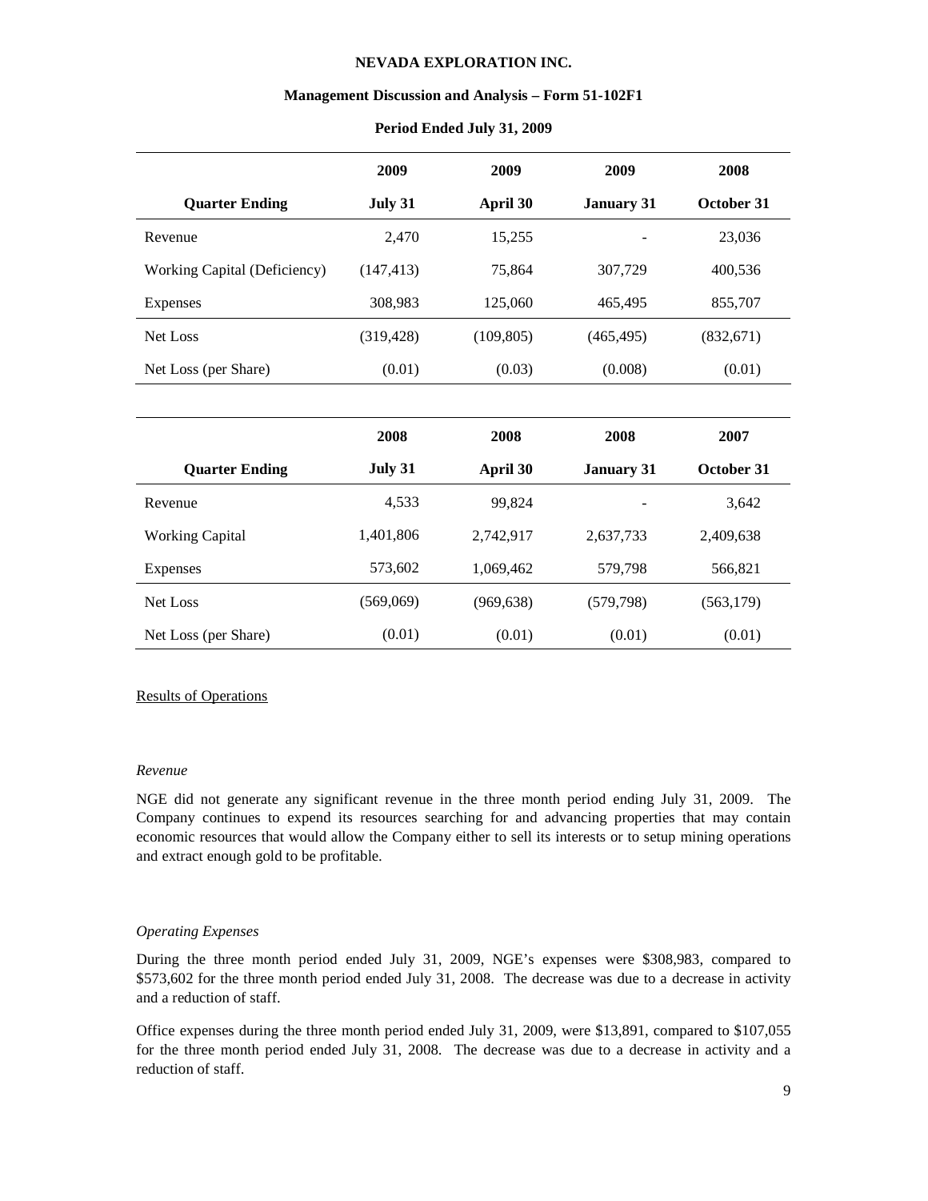**NEVADA EXPLORATION INC.**

**Management Discussion and Analysis – Form 51-102F1**

**Period Ended July 31, 2009**

| | 2009 | 2009 | 2009 | 2008 |
|---|---|---|---|---|
| **Quarter Ending** | **July 31** | **April 30** | **January 31** | **October 31** |
| Revenue | 2,470 | 15,255 | - | 23,036 |
| Working Capital (Deficiency) | (147,413) | 75,864 | 307,729 | 400,536 |
| Expenses | 308,983 | 125,060 | 465,495 | 855,707 |
| Net Loss | (319,428) | (109,805) | (465,495) | (832,671) |
| Net Loss (per Share) | (0.01) | (0.03) | (0.008) | (0.01) |

| | 2008 | 2008 | 2008 | 2007 |
|---|---|---|---|---|
| **Quarter Ending** | **July 31** | **April 30** | **January 31** | **October 31** |
| Revenue | 4,533 | 99,824 | - | 3,642 |
| Working Capital | 1,401,806 | 2,742,917 | 2,637,733 | 2,409,638 |
| Expenses | 573,602 | 1,069,462 | 579,798 | 566,821 |
| Net Loss | (569,069) | (969,638) | (579,798) | (563,179) |
| Net Loss (per Share) | (0.01) | (0.01) | (0.01) | (0.01) |

Results of Operations

*Revenue*

NGE did not generate any significant revenue in the three month period ending July 31, 2009. The Company continues to expend its resources searching for and advancing properties that may contain economic resources that would allow the Company either to sell its interests or to setup mining operations and extract enough gold to be profitable.

*Operating Expenses*

During the three month period ended July 31, 2009, NGE's expenses were $308,983, compared to $573,602 for the three month period ended July 31, 2008. The decrease was due to a decrease in activity and a reduction of staff.

Office expenses during the three month period ended July 31, 2009, were $13,891, compared to $107,055 for the three month period ended July 31, 2008. The decrease was due to a decrease in activity and a reduction of staff.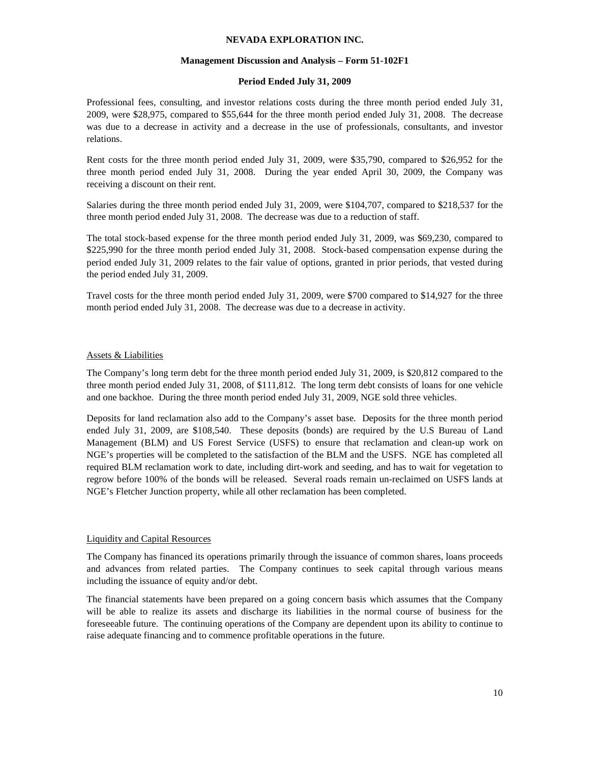Professional fees, consulting, and investor relations costs during the three month period ended July 31, 2009, were $28,975, compared to $55,644 for the three month period ended July 31, 2008. The decrease was due to a decrease in activity and a decrease in the use of professionals, consultants, and investor relations.

Rent costs for the three month period ended July 31, 2009, were $35,790, compared to $26,952 for the three month period ended July 31, 2008. During the year ended April 30, 2009, the Company was receiving a discount on their rent.

Salaries during the three month period ended July 31, 2009, were $104,707, compared to $218,537 for the three month period ended July 31, 2008. The decrease was due to a reduction of staff.

The total stock-based expense for the three month period ended July 31, 2009, was $69,230, compared to $225,990 for the three month period ended July 31, 2008. Stock-based compensation expense during the period ended July 31, 2009 relates to the fair value of options, granted in prior periods, that vested during the period ended July 31, 2009.

Travel costs for the three month period ended July 31, 2009, were $700 compared to $14,927 for the three month period ended July 31, 2008. The decrease was due to a decrease in activity.

## Assets & Liabilities

The Company's long term debt for the three month period ended July 31, 2009, is $20,812 compared to the three month period ended July 31, 2008, of $111,812. The long term debt consists of loans for one vehicle and one backhoe. During the three month period ended July 31, 2009, NGE sold three vehicles.

Deposits for land reclamation also add to the Company's asset base. Deposits for the three month period ended July 31, 2009, are $108,540. These deposits (bonds) are required by the U.S Bureau of Land Management (BLM) and US Forest Service (USFS) to ensure that reclamation and clean-up work on NGE's properties will be completed to the satisfaction of the BLM and the USFS. NGE has completed all required BLM reclamation work to date, including dirt-work and seeding, and has to wait for vegetation to regrow before 100% of the bonds will be released. Several roads remain un-reclaimed on USFS lands at NGE's Fletcher Junction property, while all other reclamation has been completed.

## Liquidity and Capital Resources

The Company has financed its operations primarily through the issuance of common shares, loans proceeds and advances from related parties. The Company continues to seek capital through various means including the issuance of equity and/or debt.

The financial statements have been prepared on a going concern basis which assumes that the Company will be able to realize its assets and discharge its liabilities in the normal course of business for the foreseeable future. The continuing operations of the Company are dependent upon its ability to continue to raise adequate financing and to commence profitable operations in the future.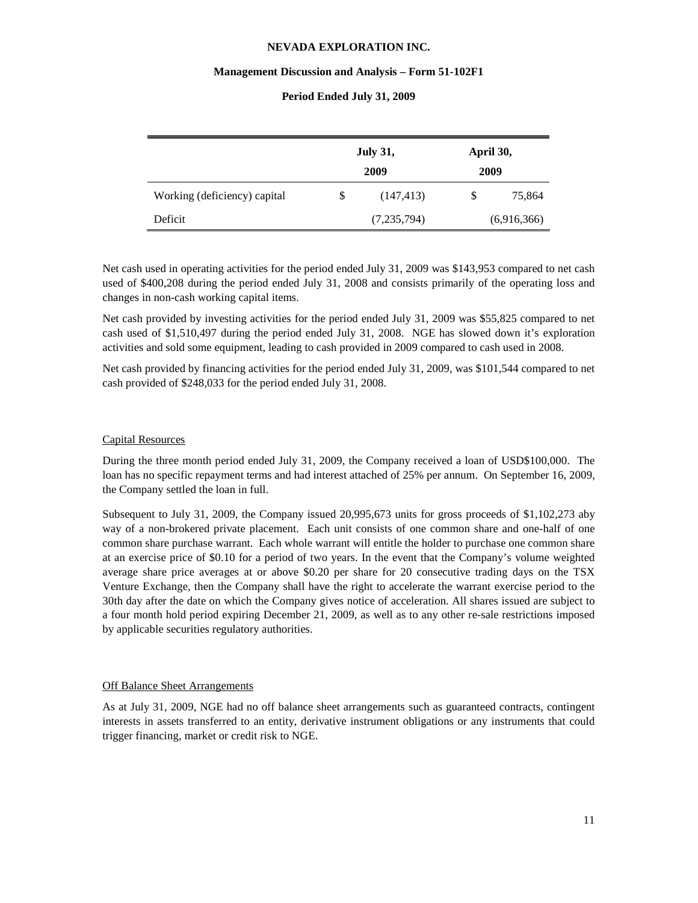| | July 31, 2009 | | April 30, 2009 | |
|---|---|---|---|---|
| Working (deficiency) capital | $ | (147,413) | $ | 75,864 |
| Deficit | | (7,235,794) | | (6,916,366) |

Net cash used in operating activities for the period ended July 31, 2009 was $143,953 compared to net cash used of $400,208 during the period ended July 31, 2008 and consists primarily of the operating loss and changes in non-cash working capital items.

Net cash provided by investing activities for the period ended July 31, 2009 was $55,825 compared to net cash used of $1,510,497 during the period ended July 31, 2008. NGE has slowed down it's exploration activities and sold some equipment, leading to cash provided in 2009 compared to cash used in 2008.

Net cash provided by financing activities for the period ended July 31, 2009, was $101,544 compared to net cash provided of $248,033 for the period ended July 31, 2008.

## Capital Resources

During the three month period ended July 31, 2009, the Company received a loan of USD$100,000. The loan has no specific repayment terms and had interest attached of 25% per annum. On September 16, 2009, the Company settled the loan in full.

Subsequent to July 31, 2009, the Company issued 20,995,673 units for gross proceeds of $1,102,273 aby way of a non-brokered private placement. Each unit consists of one common share and one-half of one common share purchase warrant. Each whole warrant will entitle the holder to purchase one common share at an exercise price of $0.10 for a period of two years. In the event that the Company's volume weighted average share price averages at or above $0.20 per share for 20 consecutive trading days on the TSX Venture Exchange, then the Company shall have the right to accelerate the warrant exercise period to the 30th day after the date on which the Company gives notice of acceleration. All shares issued are subject to a four month hold period expiring December 21, 2009, as well as to any other re-sale restrictions imposed by applicable securities regulatory authorities.

## Off Balance Sheet Arrangements

As at July 31, 2009, NGE had no off balance sheet arrangements such as guaranteed contracts, contingent interests in assets transferred to an entity, derivative instrument obligations or any instruments that could trigger financing, market or credit risk to NGE.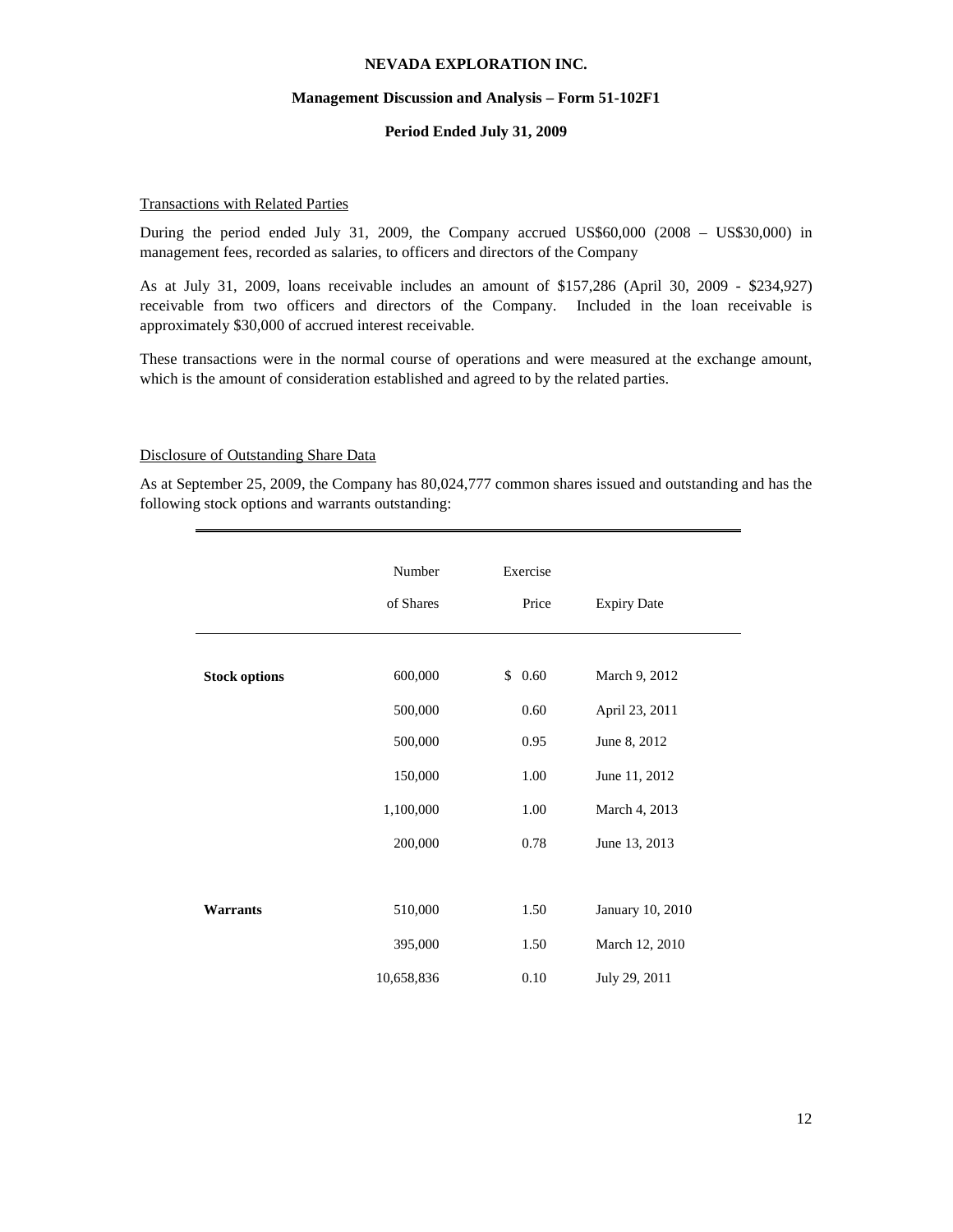#### Transactions with Related Parties

During the period ended July 31, 2009, the Company accrued US$60,000 (2008 – US$30,000) in management fees, recorded as salaries, to officers and directors of the Company

As at July 31, 2009, loans receivable includes an amount of $157,286 (April 30, 2009 - $234,927) receivable from two officers and directors of the Company. Included in the loan receivable is approximately $30,000 of accrued interest receivable.

These transactions were in the normal course of operations and were measured at the exchange amount, which is the amount of consideration established and agreed to by the related parties.

#### Disclosure of Outstanding Share Data

As at September 25, 2009, the Company has 80,024,777 common shares issued and outstanding and has the following stock options and warrants outstanding:

| | Number of Shares | Exercise Price | Expiry Date |
|---|---|---|---|
| **Stock options** | 600,000 | $ 0.60 | March 9, 2012 |
| | 500,000 | 0.60 | April 23, 2011 |
| | 500,000 | 0.95 | June 8, 2012 |
| | 150,000 | 1.00 | June 11, 2012 |
| | 1,100,000 | 1.00 | March 4, 2013 |
| | 200,000 | 0.78 | June 13, 2013 |
| **Warrants** | 510,000 | 1.50 | January 10, 2010 |
| | 395,000 | 1.50 | March 12, 2010 |
| | 10,658,836 | 0.10 | July 29, 2011 |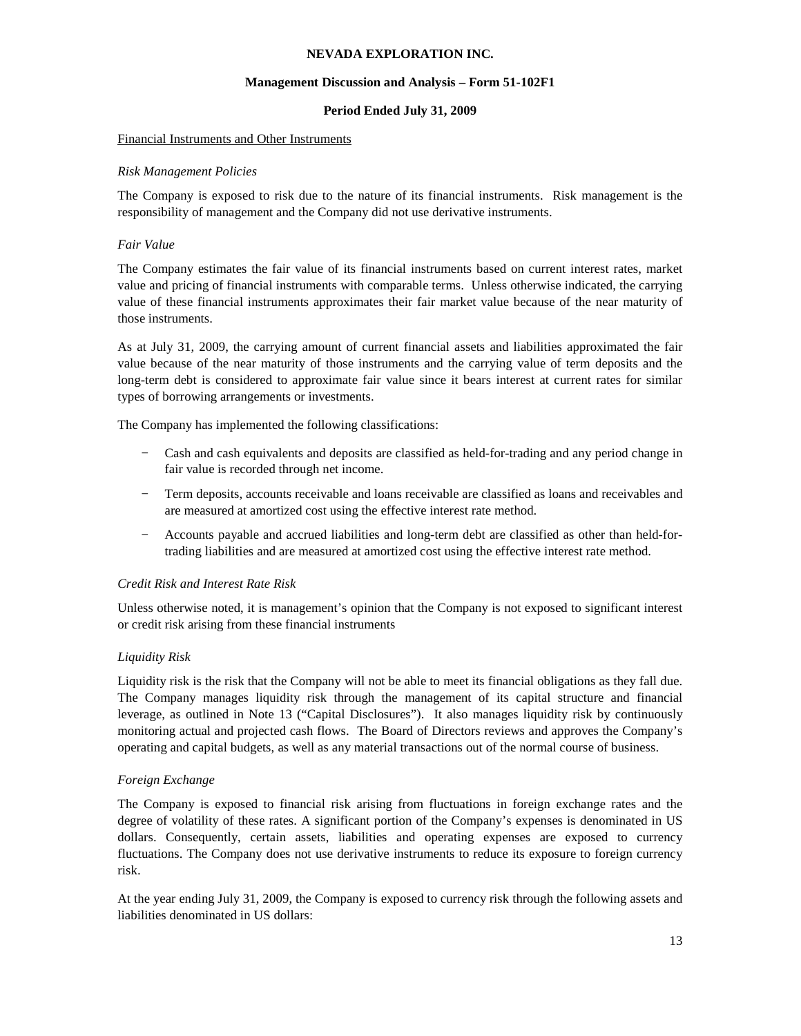Financial Instruments and Other Instruments

*Risk Management Policies*

The Company is exposed to risk due to the nature of its financial instruments. Risk management is the responsibility of management and the Company did not use derivative instruments.

*Fair Value*

The Company estimates the fair value of its financial instruments based on current interest rates, market value and pricing of financial instruments with comparable terms. Unless otherwise indicated, the carrying value of these financial instruments approximates their fair market value because of the near maturity of those instruments.

As at July 31, 2009, the carrying amount of current financial assets and liabilities approximated the fair value because of the near maturity of those instruments and the carrying value of term deposits and the long-term debt is considered to approximate fair value since it bears interest at current rates for similar types of borrowing arrangements or investments.

The Company has implemented the following classifications:

- Cash and cash equivalents and deposits are classified as held-for-trading and any period change in fair value is recorded through net income.
- Term deposits, accounts receivable and loans receivable are classified as loans and receivables and are measured at amortized cost using the effective interest rate method.
- Accounts payable and accrued liabilities and long-term debt are classified as other than held-for-trading liabilities and are measured at amortized cost using the effective interest rate method.

*Credit Risk and Interest Rate Risk*

Unless otherwise noted, it is management's opinion that the Company is not exposed to significant interest or credit risk arising from these financial instruments

*Liquidity Risk*

Liquidity risk is the risk that the Company will not be able to meet its financial obligations as they fall due. The Company manages liquidity risk through the management of its capital structure and financial leverage, as outlined in Note 13 ("Capital Disclosures"). It also manages liquidity risk by continuously monitoring actual and projected cash flows. The Board of Directors reviews and approves the Company's operating and capital budgets, as well as any material transactions out of the normal course of business.

*Foreign Exchange*

The Company is exposed to financial risk arising from fluctuations in foreign exchange rates and the degree of volatility of these rates. A significant portion of the Company's expenses is denominated in US dollars. Consequently, certain assets, liabilities and operating expenses are exposed to currency fluctuations. The Company does not use derivative instruments to reduce its exposure to foreign currency risk.

At the year ending July 31, 2009, the Company is exposed to currency risk through the following assets and liabilities denominated in US dollars: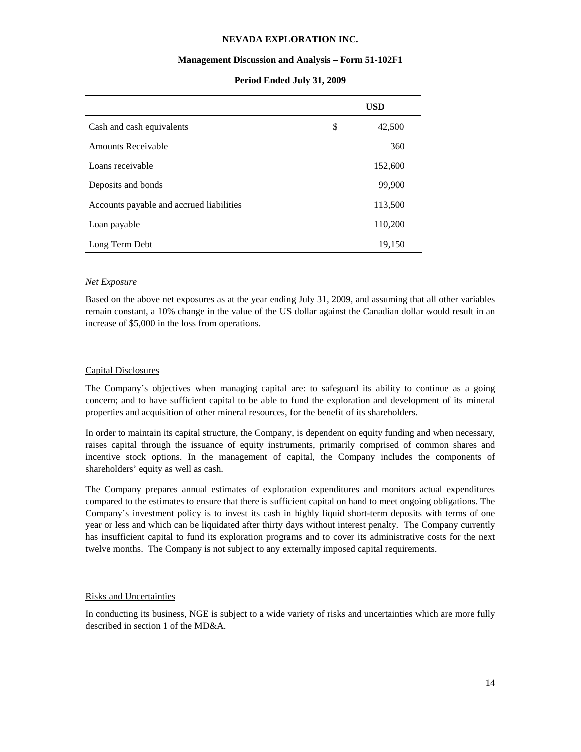| | USD |
|---|---|
| Cash and cash equivalents | $ 42,500 |
| Amounts Receivable | 360 |
| Loans receivable | 152,600 |
| Deposits and bonds | 99,900 |
| Accounts payable and accrued liabilities | 113,500 |
| Loan payable | 110,200 |
| Long Term Debt | 19,150 |

*Net Exposure*

Based on the above net exposures as at the year ending July 31, 2009, and assuming that all other variables remain constant, a 10% change in the value of the US dollar against the Canadian dollar would result in an increase of $5,000 in the loss from operations.

Capital Disclosures

The Company's objectives when managing capital are: to safeguard its ability to continue as a going concern; and to have sufficient capital to be able to fund the exploration and development of its mineral properties and acquisition of other mineral resources, for the benefit of its shareholders.

In order to maintain its capital structure, the Company, is dependent on equity funding and when necessary, raises capital through the issuance of equity instruments, primarily comprised of common shares and incentive stock options. In the management of capital, the Company includes the components of shareholders' equity as well as cash.

The Company prepares annual estimates of exploration expenditures and monitors actual expenditures compared to the estimates to ensure that there is sufficient capital on hand to meet ongoing obligations. The Company's investment policy is to invest its cash in highly liquid short-term deposits with terms of one year or less and which can be liquidated after thirty days without interest penalty. The Company currently has insufficient capital to fund its exploration programs and to cover its administrative costs for the next twelve months. The Company is not subject to any externally imposed capital requirements.

Risks and Uncertainties

In conducting its business, NGE is subject to a wide variety of risks and uncertainties which are more fully described in section 1 of the MD&A.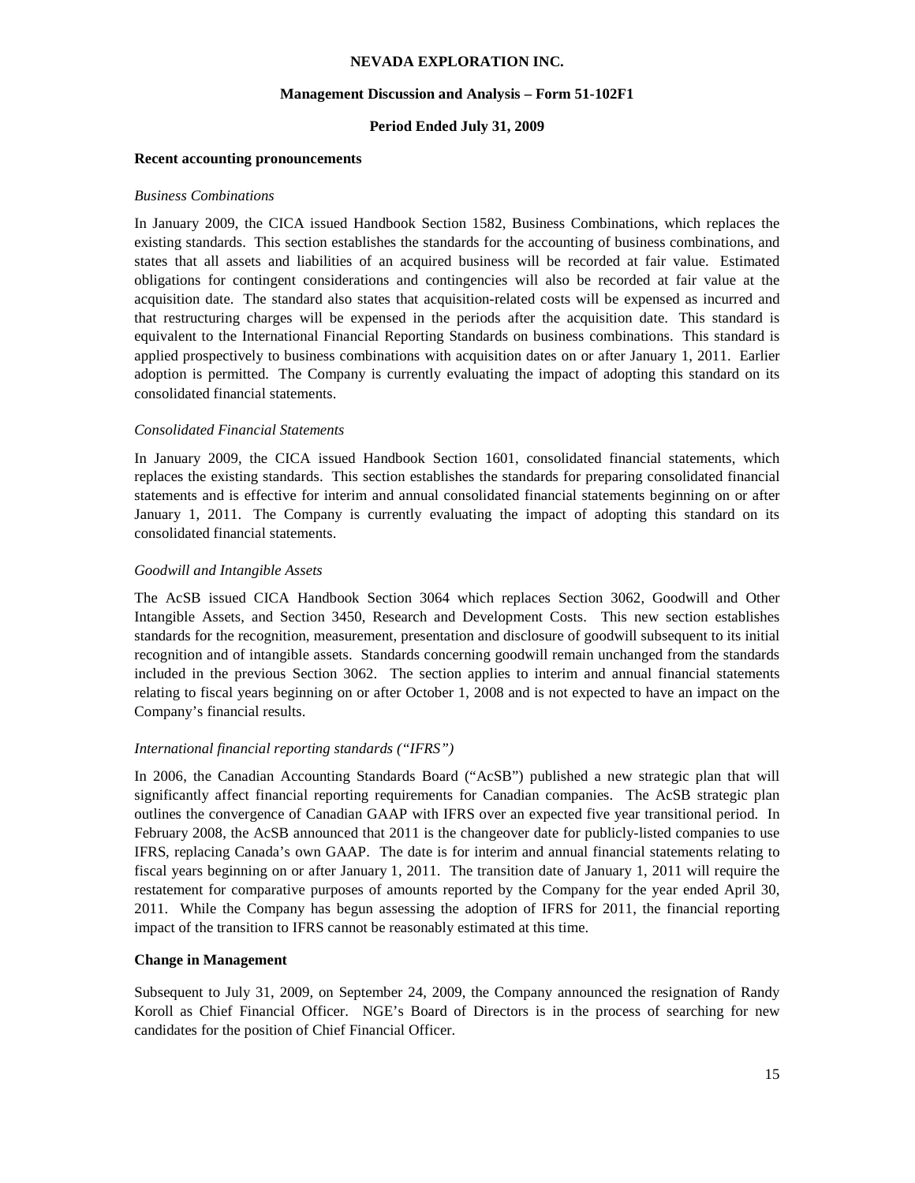**Recent accounting pronouncements**

*Business Combinations*

In January 2009, the CICA issued Handbook Section 1582, Business Combinations, which replaces the existing standards. This section establishes the standards for the accounting of business combinations, and states that all assets and liabilities of an acquired business will be recorded at fair value. Estimated obligations for contingent considerations and contingencies will also be recorded at fair value at the acquisition date. The standard also states that acquisition-related costs will be expensed as incurred and that restructuring charges will be expensed in the periods after the acquisition date. This standard is equivalent to the International Financial Reporting Standards on business combinations. This standard is applied prospectively to business combinations with acquisition dates on or after January 1, 2011. Earlier adoption is permitted. The Company is currently evaluating the impact of adopting this standard on its consolidated financial statements.

*Consolidated Financial Statements*

In January 2009, the CICA issued Handbook Section 1601, consolidated financial statements, which replaces the existing standards. This section establishes the standards for preparing consolidated financial statements and is effective for interim and annual consolidated financial statements beginning on or after January 1, 2011. The Company is currently evaluating the impact of adopting this standard on its consolidated financial statements.

*Goodwill and Intangible Assets*

The AcSB issued CICA Handbook Section 3064 which replaces Section 3062, Goodwill and Other Intangible Assets, and Section 3450, Research and Development Costs. This new section establishes standards for the recognition, measurement, presentation and disclosure of goodwill subsequent to its initial recognition and of intangible assets. Standards concerning goodwill remain unchanged from the standards included in the previous Section 3062. The section applies to interim and annual financial statements relating to fiscal years beginning on or after October 1, 2008 and is not expected to have an impact on the Company's financial results.

*International financial reporting standards ("IFRS")*

In 2006, the Canadian Accounting Standards Board ("AcSB") published a new strategic plan that will significantly affect financial reporting requirements for Canadian companies. The AcSB strategic plan outlines the convergence of Canadian GAAP with IFRS over an expected five year transitional period. In February 2008, the AcSB announced that 2011 is the changeover date for publicly-listed companies to use IFRS, replacing Canada's own GAAP. The date is for interim and annual financial statements relating to fiscal years beginning on or after January 1, 2011. The transition date of January 1, 2011 will require the restatement for comparative purposes of amounts reported by the Company for the year ended April 30, 2011. While the Company has begun assessing the adoption of IFRS for 2011, the financial reporting impact of the transition to IFRS cannot be reasonably estimated at this time.

**Change in Management**

Subsequent to July 31, 2009, on September 24, 2009, the Company announced the resignation of Randy Koroll as Chief Financial Officer. NGE's Board of Directors is in the process of searching for new candidates for the position of Chief Financial Officer.